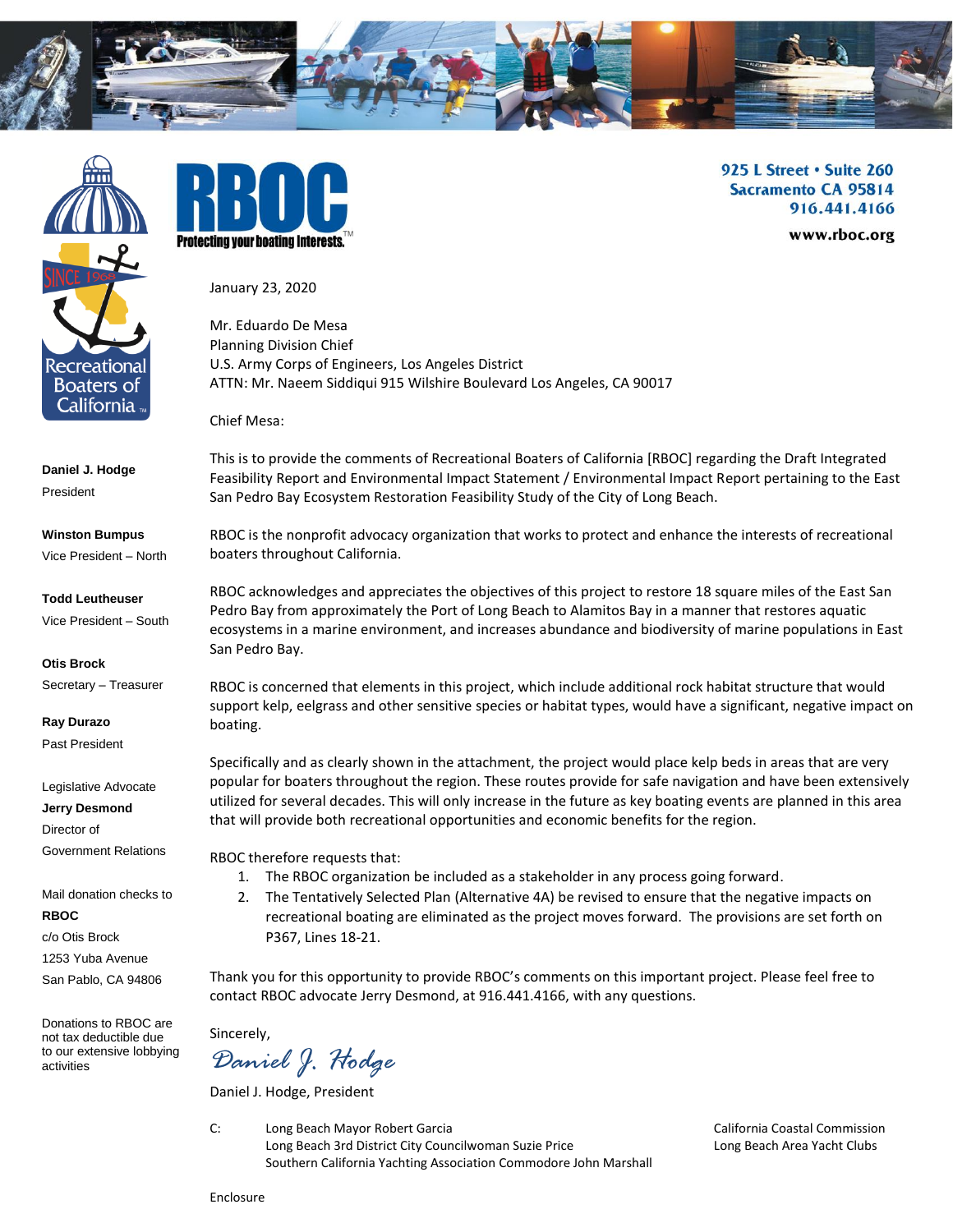**RBOC**
Protecting your boating interests.™

Recreational Boaters of California™
SINCE 1968

925 L Street • Suite 260
Sacramento CA 95814
916.441.4166

www.rboc.org

**Daniel J. Hodge**
President

**Winston Bumpus**
Vice President – North

**Todd Leutheuser**
Vice President – South

**Otis Brock**
Secretary – Treasurer

**Ray Durazo**
Past President

Legislative Advocate
**Jerry Desmond**
Director of
Government Relations

Mail donation checks to
**RBOC**
c/o Otis Brock
1253 Yuba Avenue
San Pablo, CA 94806

Donations to RBOC are not tax deductible due to our extensive lobbying activities

January 23, 2020

Mr. Eduardo De Mesa
Planning Division Chief
U.S. Army Corps of Engineers, Los Angeles District
ATTN: Mr. Naeem Siddiqui 915 Wilshire Boulevard Los Angeles, CA 90017

Chief Mesa:

This is to provide the comments of Recreational Boaters of California [RBOC] regarding the Draft Integrated Feasibility Report and Environmental Impact Statement / Environmental Impact Report pertaining to the East San Pedro Bay Ecosystem Restoration Feasibility Study of the City of Long Beach.

RBOC is the nonprofit advocacy organization that works to protect and enhance the interests of recreational boaters throughout California.

RBOC acknowledges and appreciates the objectives of this project to restore 18 square miles of the East San Pedro Bay from approximately the Port of Long Beach to Alamitos Bay in a manner that restores aquatic ecosystems in a marine environment, and increases abundance and biodiversity of marine populations in East San Pedro Bay.

RBOC is concerned that elements in this project, which include additional rock habitat structure that would support kelp, eelgrass and other sensitive species or habitat types, would have a significant, negative impact on boating.

Specifically and as clearly shown in the attachment, the project would place kelp beds in areas that are very popular for boaters throughout the region. These routes provide for safe navigation and have been extensively utilized for several decades. This will only increase in the future as key boating events are planned in this area that will provide both recreational opportunities and economic benefits for the region.

RBOC therefore requests that:

1. The RBOC organization be included as a stakeholder in any process going forward.
2. The Tentatively Selected Plan (Alternative 4A) be revised to ensure that the negative impacts on recreational boating are eliminated as the project moves forward. The provisions are set forth on P367, Lines 18-21.

Thank you for this opportunity to provide RBOC's comments on this important project. Please feel free to contact RBOC advocate Jerry Desmond, at 916.441.4166, with any questions.

Sincerely,

*Daniel J. Hodge*

Daniel J. Hodge, President

C:
Long Beach Mayor Robert Garcia
Long Beach 3rd District City Councilwoman Suzie Price
Southern California Yachting Association Commodore John Marshall
California Coastal Commission
Long Beach Area Yacht Clubs

Enclosure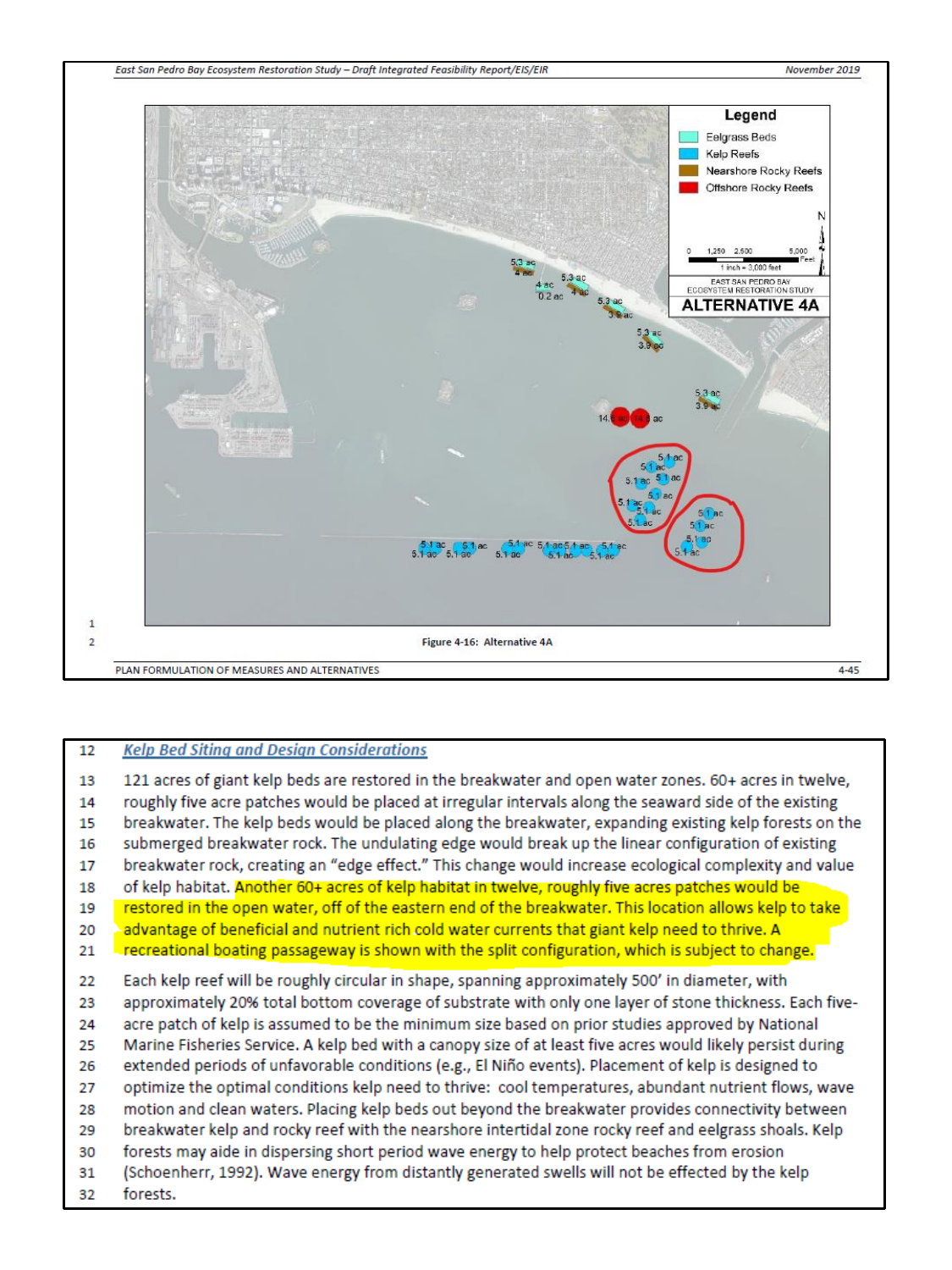Legend

Eelgrass Beds

Kelp Reefs

Nearshore Rocky Reefs

Offshore Rocky Reefs

0 1,250 2,500 5,000 Feet

1 inch = 3,000 feet

EAST SAN PEDRO BAY ECOSYSTEM RESTORATION STUDY

ALTERNATIVE 4A

5.3 ac 4 ac

4 ac 0.2 ac

5.3 ac 4 ac

5.3 ac 3.9 ac

5.3 ac 3.9 ac

5.3 ac 3.9 ac

14.6 ac 14.6 ac

5.1 ac

Figure 4-16: Alternative 4A

## *Kelp Bed Siting and Design Considerations*

121 acres of giant kelp beds are restored in the breakwater and open water zones. 60+ acres in twelve, roughly five acre patches would be placed at irregular intervals along the seaward side of the existing breakwater. The kelp beds would be placed along the breakwater, expanding existing kelp forests on the submerged breakwater rock. The undulating edge would break up the linear configuration of existing breakwater rock, creating an "edge effect." This change would increase ecological complexity and value of kelp habitat. Another 60+ acres of kelp habitat in twelve, roughly five acres patches would be restored in the open water, off of the eastern end of the breakwater. This location allows kelp to take advantage of beneficial and nutrient rich cold water currents that giant kelp need to thrive. A recreational boating passageway is shown with the split configuration, which is subject to change.

Each kelp reef will be roughly circular in shape, spanning approximately 500' in diameter, with approximately 20% total bottom coverage of substrate with only one layer of stone thickness. Each five-acre patch of kelp is assumed to be the minimum size based on prior studies approved by National Marine Fisheries Service. A kelp bed with a canopy size of at least five acres would likely persist during extended periods of unfavorable conditions (e.g., El Niño events). Placement of kelp is designed to optimize the optimal conditions kelp need to thrive: cool temperatures, abundant nutrient flows, wave motion and clean waters. Placing kelp beds out beyond the breakwater provides connectivity between breakwater kelp and rocky reef with the nearshore intertidal zone rocky reef and eelgrass shoals. Kelp forests may aide in dispersing short period wave energy to help protect beaches from erosion (Schoenherr, 1992). Wave energy from distantly generated swells will not be effected by the kelp forests.